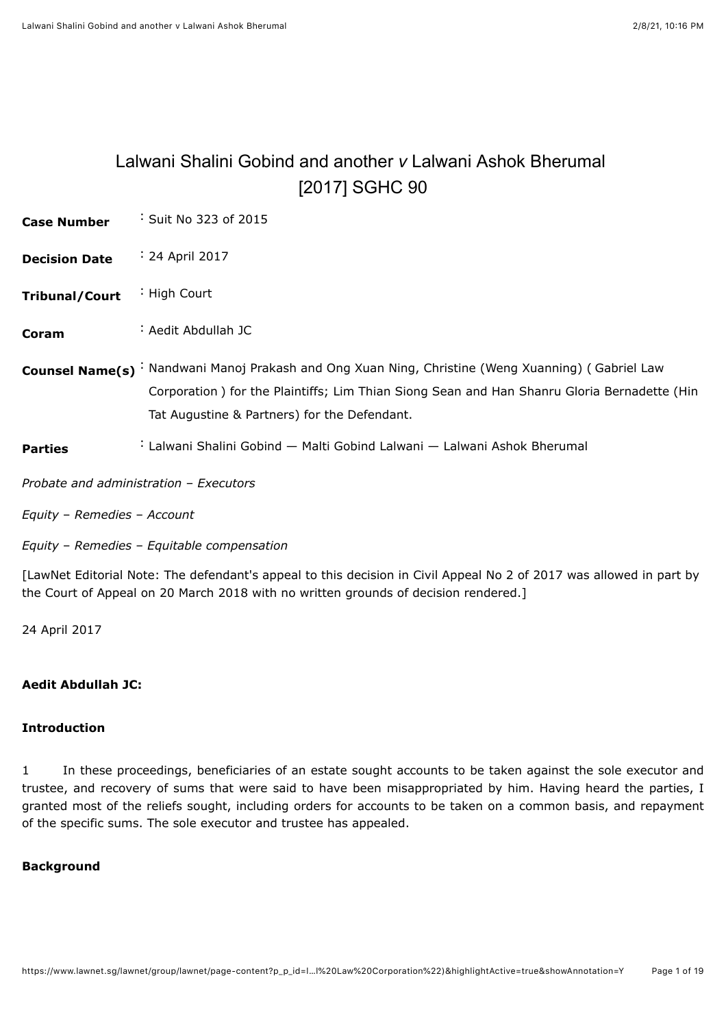# Lalwani Shalini Gobind and another *v* Lalwani Ashok Bherumal [2017] SGHC 90

| | |
|---|---|
| **Case Number** | : Suit No 323 of 2015 |
| **Decision Date** | : 24 April 2017 |
| **Tribunal/Court** | : High Court |
| **Coram** | : Aedit Abdullah JC |
| **Counsel Name(s)** | : Nandwani Manoj Prakash and Ong Xuan Ning, Christine (Weng Xuanning) ( Gabriel Law Corporation ) for the Plaintiffs; Lim Thian Siong Sean and Han Shanru Gloria Bernadette (Hin Tat Augustine & Partners) for the Defendant. |
| **Parties** | : Lalwani Shalini Gobind — Malti Gobind Lalwani — Lalwani Ashok Bherumal |

*Probate and administration – Executors*

*Equity – Remedies – Account*

*Equity – Remedies – Equitable compensation*

[LawNet Editorial Note: The defendant's appeal to this decision in Civil Appeal No 2 of 2017 was allowed in part by the Court of Appeal on 20 March 2018 with no written grounds of decision rendered.]

24 April 2017

**Aedit Abdullah JC:**

## Introduction

1 In these proceedings, beneficiaries of an estate sought accounts to be taken against the sole executor and trustee, and recovery of sums that were said to have been misappropriated by him. Having heard the parties, I granted most of the reliefs sought, including orders for accounts to be taken on a common basis, and repayment of the specific sums. The sole executor and trustee has appealed.

## Background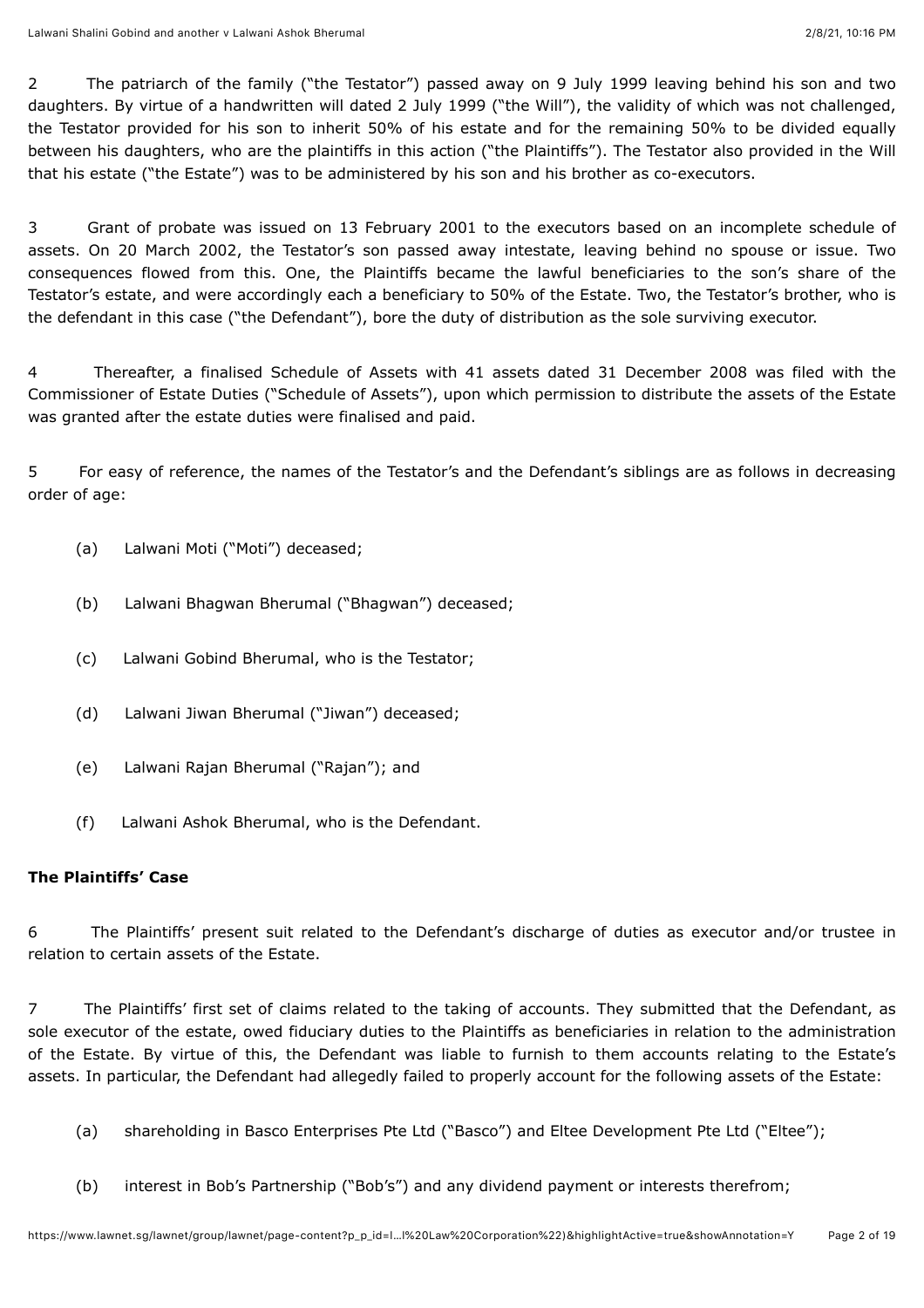2 The patriarch of the family ("the Testator") passed away on 9 July 1999 leaving behind his son and two daughters. By virtue of a handwritten will dated 2 July 1999 ("the Will"), the validity of which was not challenged, the Testator provided for his son to inherit 50% of his estate and for the remaining 50% to be divided equally between his daughters, who are the plaintiffs in this action ("the Plaintiffs"). The Testator also provided in the Will that his estate ("the Estate") was to be administered by his son and his brother as co-executors.

3 Grant of probate was issued on 13 February 2001 to the executors based on an incomplete schedule of assets. On 20 March 2002, the Testator's son passed away intestate, leaving behind no spouse or issue. Two consequences flowed from this. One, the Plaintiffs became the lawful beneficiaries to the son's share of the Testator's estate, and were accordingly each a beneficiary to 50% of the Estate. Two, the Testator's brother, who is the defendant in this case ("the Defendant"), bore the duty of distribution as the sole surviving executor.

4 Thereafter, a finalised Schedule of Assets with 41 assets dated 31 December 2008 was filed with the Commissioner of Estate Duties ("Schedule of Assets"), upon which permission to distribute the assets of the Estate was granted after the estate duties were finalised and paid.

5 For easy of reference, the names of the Testator's and the Defendant's siblings are as follows in decreasing order of age:

(a) Lalwani Moti ("Moti") deceased;

(b) Lalwani Bhagwan Bherumal ("Bhagwan") deceased;

(c) Lalwani Gobind Bherumal, who is the Testator;

(d) Lalwani Jiwan Bherumal ("Jiwan") deceased;

(e) Lalwani Rajan Bherumal ("Rajan"); and

(f) Lalwani Ashok Bherumal, who is the Defendant.

**The Plaintiffs' Case**

6 The Plaintiffs' present suit related to the Defendant's discharge of duties as executor and/or trustee in relation to certain assets of the Estate.

7 The Plaintiffs' first set of claims related to the taking of accounts. They submitted that the Defendant, as sole executor of the estate, owed fiduciary duties to the Plaintiffs as beneficiaries in relation to the administration of the Estate. By virtue of this, the Defendant was liable to furnish to them accounts relating to the Estate's assets. In particular, the Defendant had allegedly failed to properly account for the following assets of the Estate:

(a) shareholding in Basco Enterprises Pte Ltd ("Basco") and Eltee Development Pte Ltd ("Eltee");

(b) interest in Bob's Partnership ("Bob's") and any dividend payment or interests therefrom;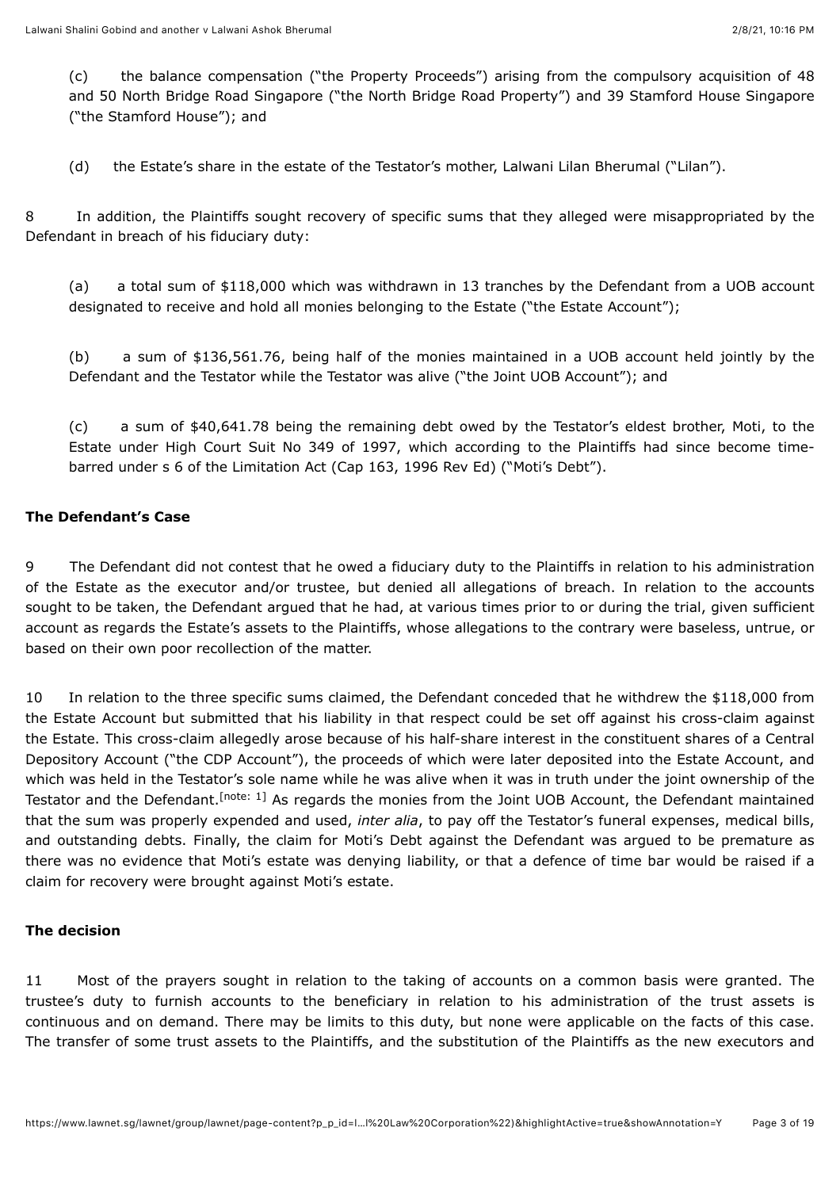(c) the balance compensation ("the Property Proceeds") arising from the compulsory acquisition of 48 and 50 North Bridge Road Singapore ("the North Bridge Road Property") and 39 Stamford House Singapore ("the Stamford House"); and

(d) the Estate's share in the estate of the Testator's mother, Lalwani Lilan Bherumal ("Lilan").

8 In addition, the Plaintiffs sought recovery of specific sums that they alleged were misappropriated by the Defendant in breach of his fiduciary duty:

(a) a total sum of $118,000 which was withdrawn in 13 tranches by the Defendant from a UOB account designated to receive and hold all monies belonging to the Estate ("the Estate Account");

(b) a sum of $136,561.76, being half of the monies maintained in a UOB account held jointly by the Defendant and the Testator while the Testator was alive ("the Joint UOB Account"); and

(c) a sum of $40,641.78 being the remaining debt owed by the Testator's eldest brother, Moti, to the Estate under High Court Suit No 349 of 1997, which according to the Plaintiffs had since become time-barred under s 6 of the Limitation Act (Cap 163, 1996 Rev Ed) ("Moti's Debt").

## The Defendant's Case

9 The Defendant did not contest that he owed a fiduciary duty to the Plaintiffs in relation to his administration of the Estate as the executor and/or trustee, but denied all allegations of breach. In relation to the accounts sought to be taken, the Defendant argued that he had, at various times prior to or during the trial, given sufficient account as regards the Estate's assets to the Plaintiffs, whose allegations to the contrary were baseless, untrue, or based on their own poor recollection of the matter.

10 In relation to the three specific sums claimed, the Defendant conceded that he withdrew the $118,000 from the Estate Account but submitted that his liability in that respect could be set off against his cross-claim against the Estate. This cross-claim allegedly arose because of his half-share interest in the constituent shares of a Central Depository Account ("the CDP Account"), the proceeds of which were later deposited into the Estate Account, and which was held in the Testator's sole name while he was alive when it was in truth under the joint ownership of the Testator and the Defendant.[note: 1] As regards the monies from the Joint UOB Account, the Defendant maintained that the sum was properly expended and used, *inter alia*, to pay off the Testator's funeral expenses, medical bills, and outstanding debts. Finally, the claim for Moti's Debt against the Defendant was argued to be premature as there was no evidence that Moti's estate was denying liability, or that a defence of time bar would be raised if a claim for recovery were brought against Moti's estate.

## The decision

11 Most of the prayers sought in relation to the taking of accounts on a common basis were granted. The trustee's duty to furnish accounts to the beneficiary in relation to his administration of the trust assets is continuous and on demand. There may be limits to this duty, but none were applicable on the facts of this case. The transfer of some trust assets to the Plaintiffs, and the substitution of the Plaintiffs as the new executors and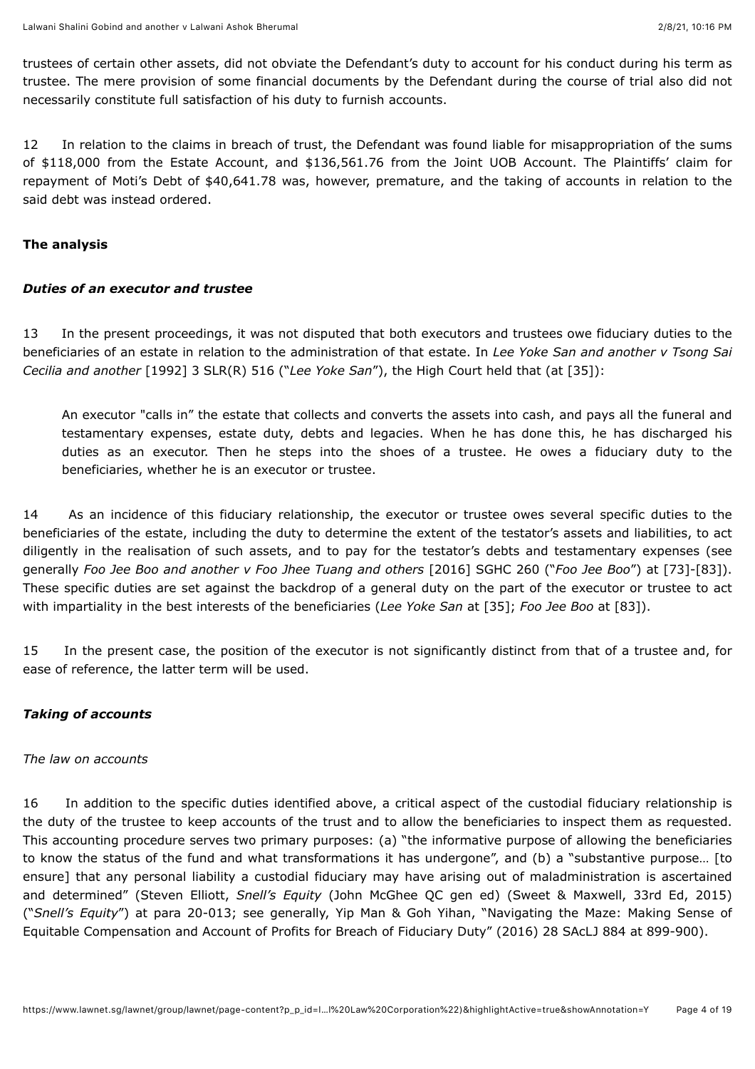trustees of certain other assets, did not obviate the Defendant's duty to account for his conduct during his term as trustee. The mere provision of some financial documents by the Defendant during the course of trial also did not necessarily constitute full satisfaction of his duty to furnish accounts.

12 In relation to the claims in breach of trust, the Defendant was found liable for misappropriation of the sums of $118,000 from the Estate Account, and $136,561.76 from the Joint UOB Account. The Plaintiffs' claim for repayment of Moti's Debt of $40,641.78 was, however, premature, and the taking of accounts in relation to the said debt was instead ordered.

## The analysis

### *Duties of an executor and trustee*

13 In the present proceedings, it was not disputed that both executors and trustees owe fiduciary duties to the beneficiaries of an estate in relation to the administration of that estate. In *Lee Yoke San and another v Tsong Sai Cecilia and another* [1992] 3 SLR(R) 516 ("*Lee Yoke San*"), the High Court held that (at [35]):

> An executor "calls in" the estate that collects and converts the assets into cash, and pays all the funeral and testamentary expenses, estate duty, debts and legacies. When he has done this, he has discharged his duties as an executor. Then he steps into the shoes of a trustee. He owes a fiduciary duty to the beneficiaries, whether he is an executor or trustee.

14 As an incidence of this fiduciary relationship, the executor or trustee owes several specific duties to the beneficiaries of the estate, including the duty to determine the extent of the testator's assets and liabilities, to act diligently in the realisation of such assets, and to pay for the testator's debts and testamentary expenses (see generally *Foo Jee Boo and another v Foo Jhee Tuang and others* [2016] SGHC 260 ("*Foo Jee Boo*") at [73]-[83]). These specific duties are set against the backdrop of a general duty on the part of the executor or trustee to act with impartiality in the best interests of the beneficiaries (*Lee Yoke San* at [35]; *Foo Jee Boo* at [83]).

15 In the present case, the position of the executor is not significantly distinct from that of a trustee and, for ease of reference, the latter term will be used.

### *Taking of accounts*

#### *The law on accounts*

16 In addition to the specific duties identified above, a critical aspect of the custodial fiduciary relationship is the duty of the trustee to keep accounts of the trust and to allow the beneficiaries to inspect them as requested. This accounting procedure serves two primary purposes: (a) "the informative purpose of allowing the beneficiaries to know the status of the fund and what transformations it has undergone", and (b) a "substantive purpose… [to ensure] that any personal liability a custodial fiduciary may have arising out of maladministration is ascertained and determined" (Steven Elliott, *Snell's Equity* (John McGhee QC gen ed) (Sweet & Maxwell, 33rd Ed, 2015) ("*Snell's Equity*") at para 20-013; see generally, Yip Man & Goh Yihan, "Navigating the Maze: Making Sense of Equitable Compensation and Account of Profits for Breach of Fiduciary Duty" (2016) 28 SAcLJ 884 at 899-900).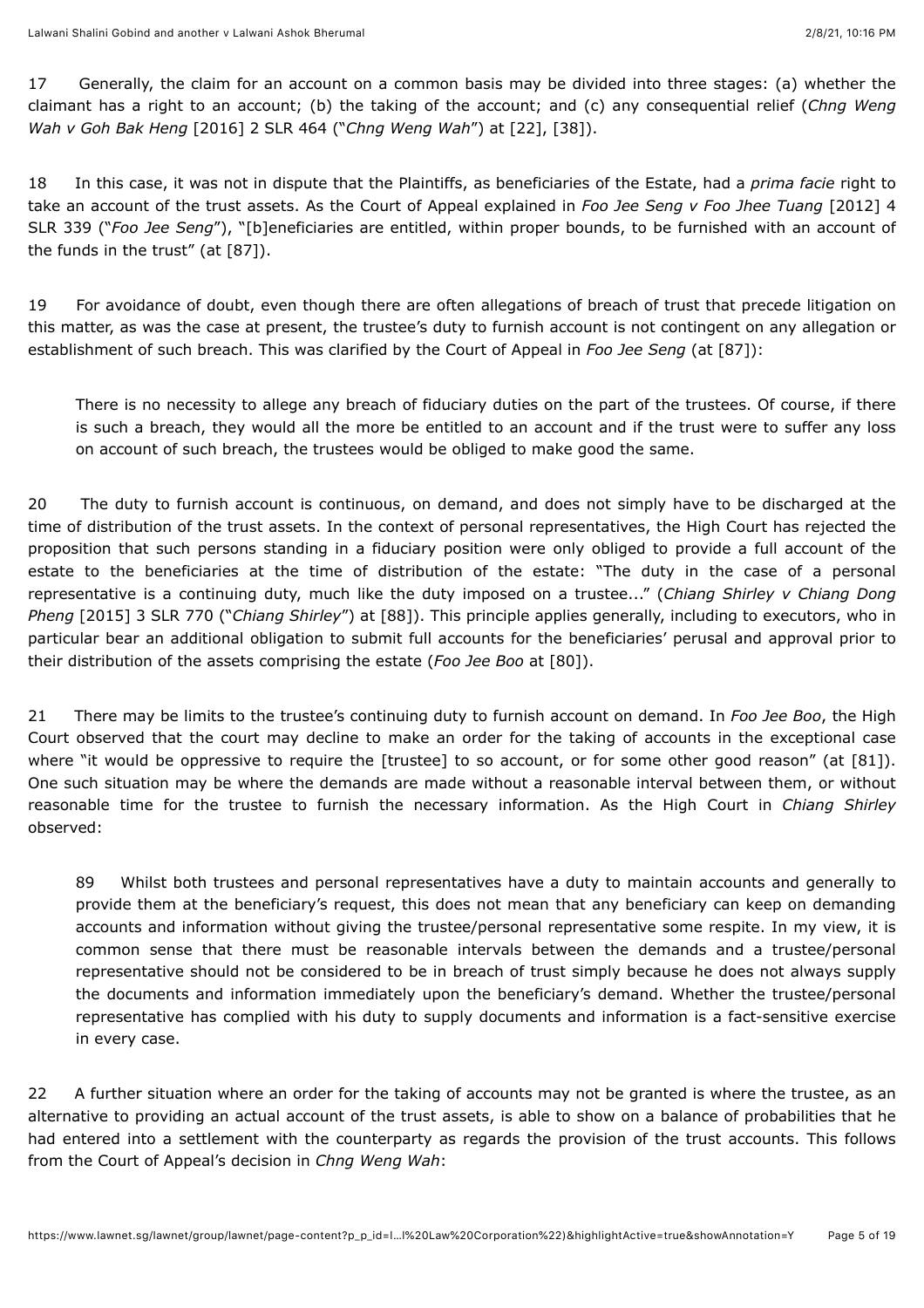17 Generally, the claim for an account on a common basis may be divided into three stages: (a) whether the claimant has a right to an account; (b) the taking of the account; and (c) any consequential relief (*Chng Weng Wah v Goh Bak Heng* [2016] 2 SLR 464 ("*Chng Weng Wah*") at [22], [38]).

18 In this case, it was not in dispute that the Plaintiffs, as beneficiaries of the Estate, had a *prima facie* right to take an account of the trust assets. As the Court of Appeal explained in *Foo Jee Seng v Foo Jhee Tuang* [2012] 4 SLR 339 ("*Foo Jee Seng*"), "[b]eneficiaries are entitled, within proper bounds, to be furnished with an account of the funds in the trust" (at [87]).

19 For avoidance of doubt, even though there are often allegations of breach of trust that precede litigation on this matter, as was the case at present, the trustee's duty to furnish account is not contingent on any allegation or establishment of such breach. This was clarified by the Court of Appeal in *Foo Jee Seng* (at [87]):

> There is no necessity to allege any breach of fiduciary duties on the part of the trustees. Of course, if there is such a breach, they would all the more be entitled to an account and if the trust were to suffer any loss on account of such breach, the trustees would be obliged to make good the same.

20 The duty to furnish account is continuous, on demand, and does not simply have to be discharged at the time of distribution of the trust assets. In the context of personal representatives, the High Court has rejected the proposition that such persons standing in a fiduciary position were only obliged to provide a full account of the estate to the beneficiaries at the time of distribution of the estate: "The duty in the case of a personal representative is a continuing duty, much like the duty imposed on a trustee..." (*Chiang Shirley v Chiang Dong Pheng* [2015] 3 SLR 770 ("*Chiang Shirley*") at [88]). This principle applies generally, including to executors, who in particular bear an additional obligation to submit full accounts for the beneficiaries' perusal and approval prior to their distribution of the assets comprising the estate (*Foo Jee Boo* at [80]).

21 There may be limits to the trustee's continuing duty to furnish account on demand. In *Foo Jee Boo*, the High Court observed that the court may decline to make an order for the taking of accounts in the exceptional case where "it would be oppressive to require the [trustee] to so account, or for some other good reason" (at [81]). One such situation may be where the demands are made without a reasonable interval between them, or without reasonable time for the trustee to furnish the necessary information. As the High Court in *Chiang Shirley* observed:

> 89 Whilst both trustees and personal representatives have a duty to maintain accounts and generally to provide them at the beneficiary's request, this does not mean that any beneficiary can keep on demanding accounts and information without giving the trustee/personal representative some respite. In my view, it is common sense that there must be reasonable intervals between the demands and a trustee/personal representative should not be considered to be in breach of trust simply because he does not always supply the documents and information immediately upon the beneficiary's demand. Whether the trustee/personal representative has complied with his duty to supply documents and information is a fact-sensitive exercise in every case.

22 A further situation where an order for the taking of accounts may not be granted is where the trustee, as an alternative to providing an actual account of the trust assets, is able to show on a balance of probabilities that he had entered into a settlement with the counterparty as regards the provision of the trust accounts. This follows from the Court of Appeal's decision in *Chng Weng Wah*: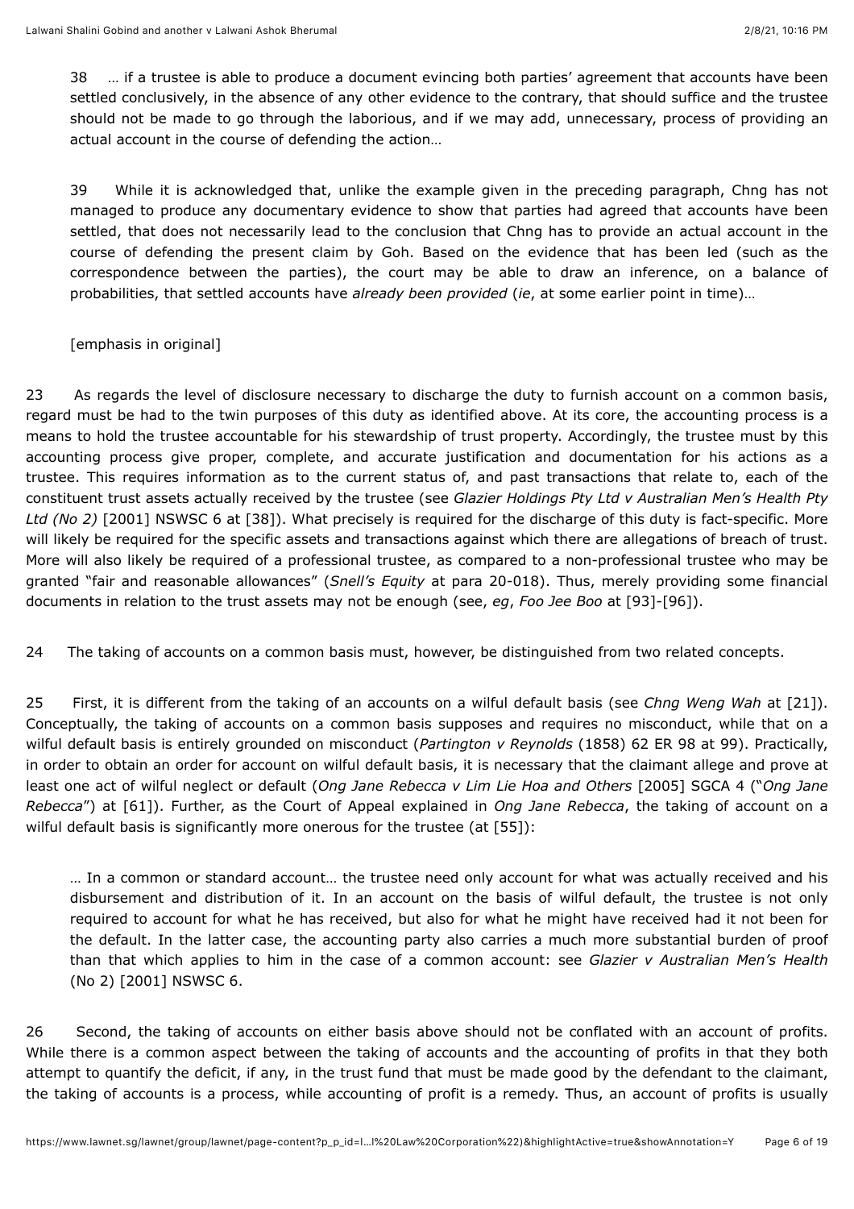> 38 … if a trustee is able to produce a document evincing both parties' agreement that accounts have been settled conclusively, in the absence of any other evidence to the contrary, that should suffice and the trustee should not be made to go through the laborious, and if we may add, unnecessary, process of providing an actual account in the course of defending the action…
>
> 39 While it is acknowledged that, unlike the example given in the preceding paragraph, Chng has not managed to produce any documentary evidence to show that parties had agreed that accounts have been settled, that does not necessarily lead to the conclusion that Chng has to provide an actual account in the course of defending the present claim by Goh. Based on the evidence that has been led (such as the correspondence between the parties), the court may be able to draw an inference, on a balance of probabilities, that settled accounts have *already been provided* (*ie*, at some earlier point in time)…
>
> [emphasis in original]

23 As regards the level of disclosure necessary to discharge the duty to furnish account on a common basis, regard must be had to the twin purposes of this duty as identified above. At its core, the accounting process is a means to hold the trustee accountable for his stewardship of trust property. Accordingly, the trustee must by this accounting process give proper, complete, and accurate justification and documentation for his actions as a trustee. This requires information as to the current status of, and past transactions that relate to, each of the constituent trust assets actually received by the trustee (see *Glazier Holdings Pty Ltd v Australian Men's Health Pty Ltd (No 2)* [2001] NSWSC 6 at [38]). What precisely is required for the discharge of this duty is fact-specific. More will likely be required for the specific assets and transactions against which there are allegations of breach of trust. More will also likely be required of a professional trustee, as compared to a non-professional trustee who may be granted "fair and reasonable allowances" (*Snell's Equity* at para 20-018). Thus, merely providing some financial documents in relation to the trust assets may not be enough (see, *eg*, *Foo Jee Boo* at [93]-[96]).

24 The taking of accounts on a common basis must, however, be distinguished from two related concepts.

25 First, it is different from the taking of an accounts on a wilful default basis (see *Chng Weng Wah* at [21]). Conceptually, the taking of accounts on a common basis supposes and requires no misconduct, while that on a wilful default basis is entirely grounded on misconduct (*Partington v Reynolds* (1858) 62 ER 98 at 99). Practically, in order to obtain an order for account on wilful default basis, it is necessary that the claimant allege and prove at least one act of wilful neglect or default (*Ong Jane Rebecca v Lim Lie Hoa and Others* [2005] SGCA 4 ("*Ong Jane Rebecca*") at [61]). Further, as the Court of Appeal explained in *Ong Jane Rebecca*, the taking of account on a wilful default basis is significantly more onerous for the trustee (at [55]):

> … In a common or standard account… the trustee need only account for what was actually received and his disbursement and distribution of it. In an account on the basis of wilful default, the trustee is not only required to account for what he has received, but also for what he might have received had it not been for the default. In the latter case, the accounting party also carries a much more substantial burden of proof than that which applies to him in the case of a common account: see *Glazier v Australian Men's Health* (No 2) [2001] NSWSC 6.

26 Second, the taking of accounts on either basis above should not be conflated with an account of profits. While there is a common aspect between the taking of accounts and the accounting of profits in that they both attempt to quantify the deficit, if any, in the trust fund that must be made good by the defendant to the claimant, the taking of accounts is a process, while accounting of profit is a remedy. Thus, an account of profits is usually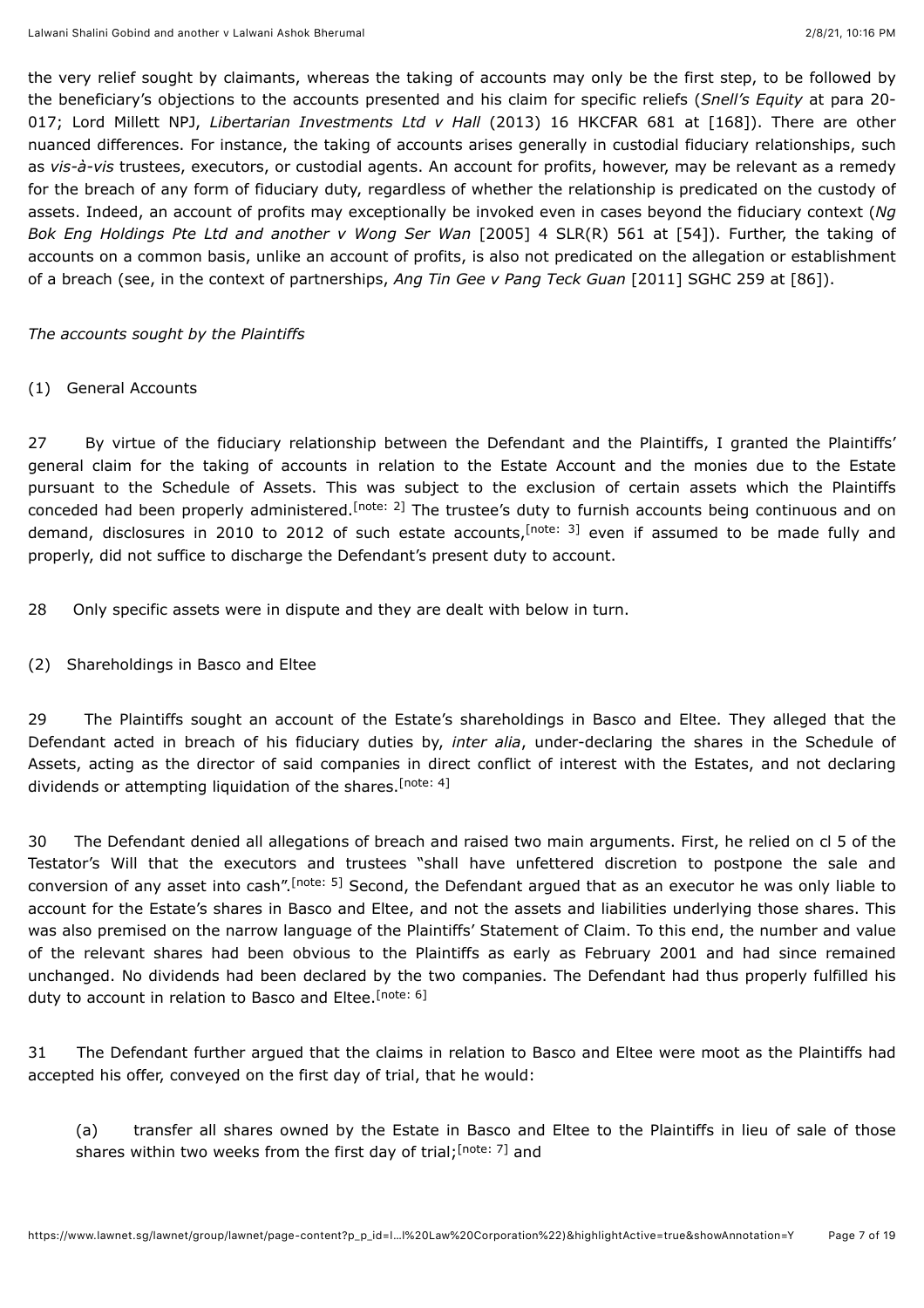the very relief sought by claimants, whereas the taking of accounts may only be the first step, to be followed by the beneficiary's objections to the accounts presented and his claim for specific reliefs (*Snell's Equity* at para 20-017; Lord Millett NPJ, *Libertarian Investments Ltd v Hall* (2013) 16 HKCFAR 681 at [168]). There are other nuanced differences. For instance, the taking of accounts arises generally in custodial fiduciary relationships, such as *vis-à-vis* trustees, executors, or custodial agents. An account for profits, however, may be relevant as a remedy for the breach of any form of fiduciary duty, regardless of whether the relationship is predicated on the custody of assets. Indeed, an account of profits may exceptionally be invoked even in cases beyond the fiduciary context (*Ng Bok Eng Holdings Pte Ltd and another v Wong Ser Wan* [2005] 4 SLR(R) 561 at [54]). Further, the taking of accounts on a common basis, unlike an account of profits, is also not predicated on the allegation or establishment of a breach (see, in the context of partnerships, *Ang Tin Gee v Pang Teck Guan* [2011] SGHC 259 at [86]).

*The accounts sought by the Plaintiffs*

(1) General Accounts

27 By virtue of the fiduciary relationship between the Defendant and the Plaintiffs, I granted the Plaintiffs' general claim for the taking of accounts in relation to the Estate Account and the monies due to the Estate pursuant to the Schedule of Assets. This was subject to the exclusion of certain assets which the Plaintiffs conceded had been properly administered.[note: 2] The trustee's duty to furnish accounts being continuous and on demand, disclosures in 2010 to 2012 of such estate accounts,[note: 3] even if assumed to be made fully and properly, did not suffice to discharge the Defendant's present duty to account.

28 Only specific assets were in dispute and they are dealt with below in turn.

(2) Shareholdings in Basco and Eltee

29 The Plaintiffs sought an account of the Estate's shareholdings in Basco and Eltee. They alleged that the Defendant acted in breach of his fiduciary duties by, *inter alia*, under-declaring the shares in the Schedule of Assets, acting as the director of said companies in direct conflict of interest with the Estates, and not declaring dividends or attempting liquidation of the shares.[note: 4]

30 The Defendant denied all allegations of breach and raised two main arguments. First, he relied on cl 5 of the Testator's Will that the executors and trustees "shall have unfettered discretion to postpone the sale and conversion of any asset into cash".[note: 5] Second, the Defendant argued that as an executor he was only liable to account for the Estate's shares in Basco and Eltee, and not the assets and liabilities underlying those shares. This was also premised on the narrow language of the Plaintiffs' Statement of Claim. To this end, the number and value of the relevant shares had been obvious to the Plaintiffs as early as February 2001 and had since remained unchanged. No dividends had been declared by the two companies. The Defendant had thus properly fulfilled his duty to account in relation to Basco and Eltee.[note: 6]

31 The Defendant further argued that the claims in relation to Basco and Eltee were moot as the Plaintiffs had accepted his offer, conveyed on the first day of trial, that he would:

(a) transfer all shares owned by the Estate in Basco and Eltee to the Plaintiffs in lieu of sale of those shares within two weeks from the first day of trial;[note: 7] and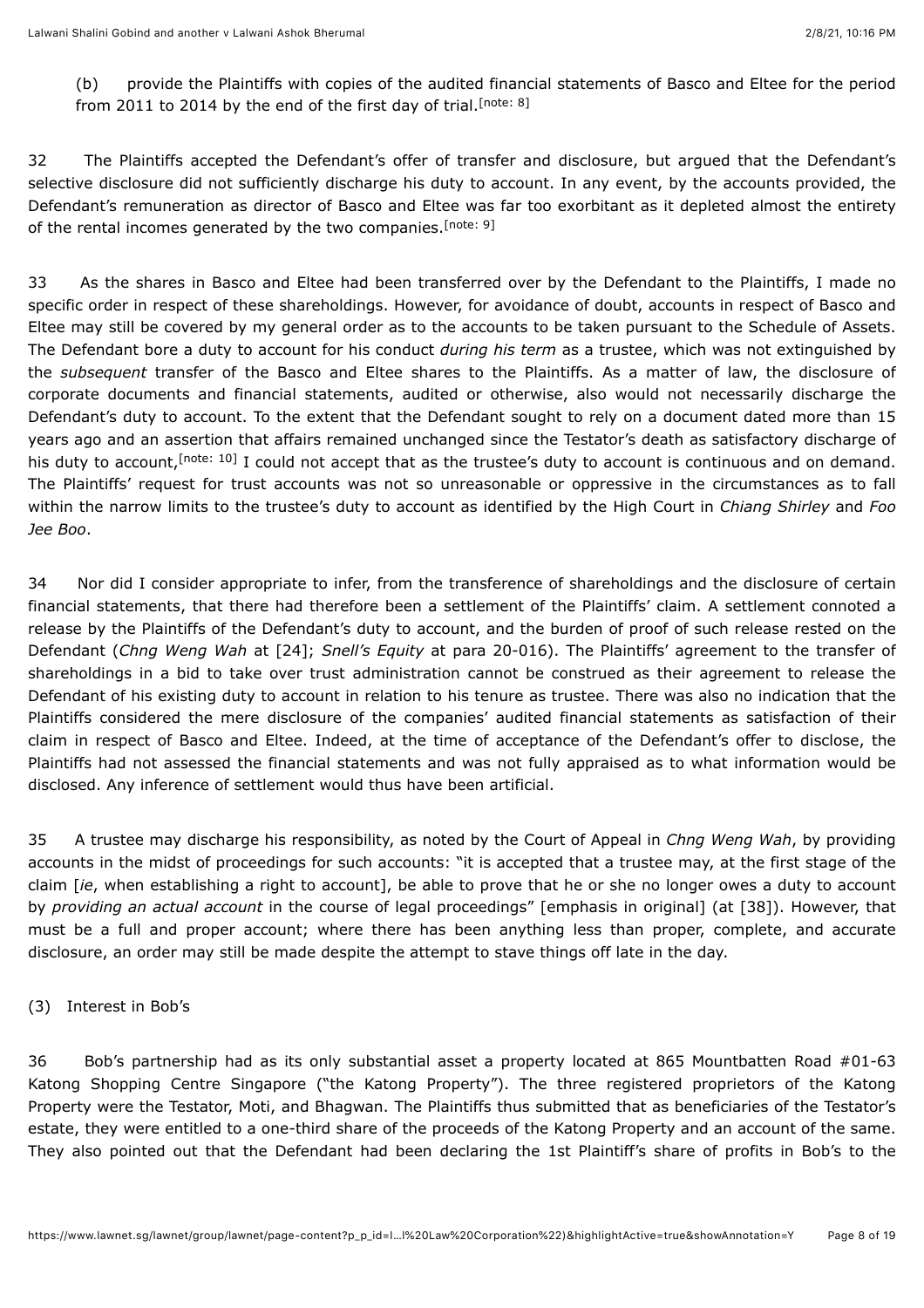(b) provide the Plaintiffs with copies of the audited financial statements of Basco and Eltee for the period from 2011 to 2014 by the end of the first day of trial.[note: 8]

32 The Plaintiffs accepted the Defendant's offer of transfer and disclosure, but argued that the Defendant's selective disclosure did not sufficiently discharge his duty to account. In any event, by the accounts provided, the Defendant's remuneration as director of Basco and Eltee was far too exorbitant as it depleted almost the entirety of the rental incomes generated by the two companies.[note: 9]

33 As the shares in Basco and Eltee had been transferred over by the Defendant to the Plaintiffs, I made no specific order in respect of these shareholdings. However, for avoidance of doubt, accounts in respect of Basco and Eltee may still be covered by my general order as to the accounts to be taken pursuant to the Schedule of Assets. The Defendant bore a duty to account for his conduct *during his term* as a trustee, which was not extinguished by the *subsequent* transfer of the Basco and Eltee shares to the Plaintiffs. As a matter of law, the disclosure of corporate documents and financial statements, audited or otherwise, also would not necessarily discharge the Defendant's duty to account. To the extent that the Defendant sought to rely on a document dated more than 15 years ago and an assertion that affairs remained unchanged since the Testator's death as satisfactory discharge of his duty to account,[note: 10] I could not accept that as the trustee's duty to account is continuous and on demand. The Plaintiffs' request for trust accounts was not so unreasonable or oppressive in the circumstances as to fall within the narrow limits to the trustee's duty to account as identified by the High Court in *Chiang Shirley* and *Foo Jee Boo*.

34 Nor did I consider appropriate to infer, from the transference of shareholdings and the disclosure of certain financial statements, that there had therefore been a settlement of the Plaintiffs' claim. A settlement connoted a release by the Plaintiffs of the Defendant's duty to account, and the burden of proof of such release rested on the Defendant (*Chng Weng Wah* at [24]; *Snell's Equity* at para 20-016). The Plaintiffs' agreement to the transfer of shareholdings in a bid to take over trust administration cannot be construed as their agreement to release the Defendant of his existing duty to account in relation to his tenure as trustee. There was also no indication that the Plaintiffs considered the mere disclosure of the companies' audited financial statements as satisfaction of their claim in respect of Basco and Eltee. Indeed, at the time of acceptance of the Defendant's offer to disclose, the Plaintiffs had not assessed the financial statements and was not fully appraised as to what information would be disclosed. Any inference of settlement would thus have been artificial.

35 A trustee may discharge his responsibility, as noted by the Court of Appeal in *Chng Weng Wah*, by providing accounts in the midst of proceedings for such accounts: "it is accepted that a trustee may, at the first stage of the claim [*ie*, when establishing a right to account], be able to prove that he or she no longer owes a duty to account by *providing an actual account* in the course of legal proceedings" [emphasis in original] (at [38]). However, that must be a full and proper account; where there has been anything less than proper, complete, and accurate disclosure, an order may still be made despite the attempt to stave things off late in the day.

(3) Interest in Bob's

36 Bob's partnership had as its only substantial asset a property located at 865 Mountbatten Road #01-63 Katong Shopping Centre Singapore ("the Katong Property"). The three registered proprietors of the Katong Property were the Testator, Moti, and Bhagwan. The Plaintiffs thus submitted that as beneficiaries of the Testator's estate, they were entitled to a one-third share of the proceeds of the Katong Property and an account of the same. They also pointed out that the Defendant had been declaring the 1st Plaintiff's share of profits in Bob's to the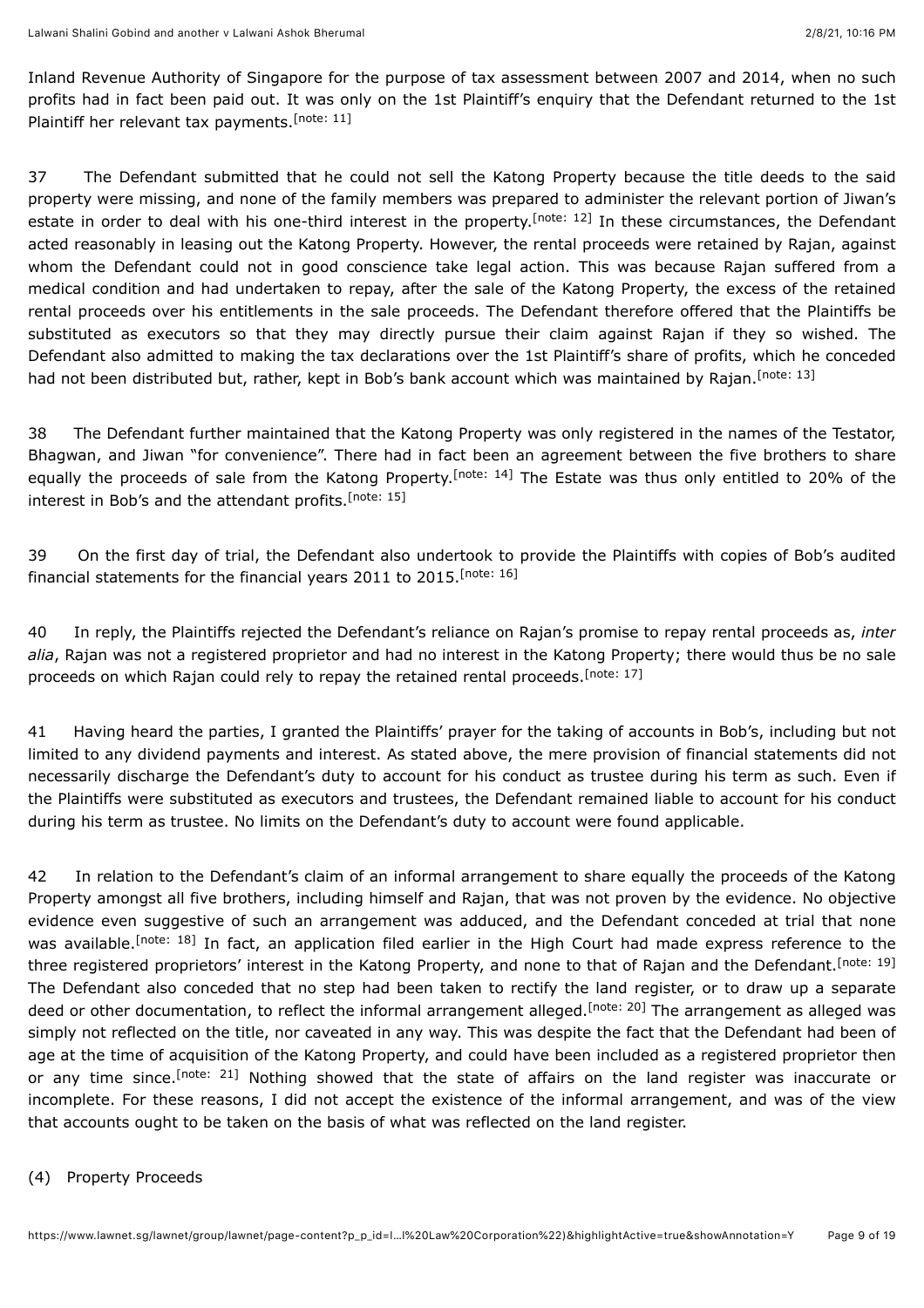Inland Revenue Authority of Singapore for the purpose of tax assessment between 2007 and 2014, when no such profits had in fact been paid out. It was only on the 1st Plaintiff's enquiry that the Defendant returned to the 1st Plaintiff her relevant tax payments.[note: 11]

37 The Defendant submitted that he could not sell the Katong Property because the title deeds to the said property were missing, and none of the family members was prepared to administer the relevant portion of Jiwan's estate in order to deal with his one-third interest in the property.[note: 12] In these circumstances, the Defendant acted reasonably in leasing out the Katong Property. However, the rental proceeds were retained by Rajan, against whom the Defendant could not in good conscience take legal action. This was because Rajan suffered from a medical condition and had undertaken to repay, after the sale of the Katong Property, the excess of the retained rental proceeds over his entitlements in the sale proceeds. The Defendant therefore offered that the Plaintiffs be substituted as executors so that they may directly pursue their claim against Rajan if they so wished. The Defendant also admitted to making the tax declarations over the 1st Plaintiff's share of profits, which he conceded had not been distributed but, rather, kept in Bob's bank account which was maintained by Rajan.[note: 13]

38 The Defendant further maintained that the Katong Property was only registered in the names of the Testator, Bhagwan, and Jiwan "for convenience". There had in fact been an agreement between the five brothers to share equally the proceeds of sale from the Katong Property.[note: 14] The Estate was thus only entitled to 20% of the interest in Bob's and the attendant profits.[note: 15]

39 On the first day of trial, the Defendant also undertook to provide the Plaintiffs with copies of Bob's audited financial statements for the financial years 2011 to 2015.[note: 16]

40 In reply, the Plaintiffs rejected the Defendant's reliance on Rajan's promise to repay rental proceeds as, *inter alia*, Rajan was not a registered proprietor and had no interest in the Katong Property; there would thus be no sale proceeds on which Rajan could rely to repay the retained rental proceeds.[note: 17]

41 Having heard the parties, I granted the Plaintiffs' prayer for the taking of accounts in Bob's, including but not limited to any dividend payments and interest. As stated above, the mere provision of financial statements did not necessarily discharge the Defendant's duty to account for his conduct as trustee during his term as such. Even if the Plaintiffs were substituted as executors and trustees, the Defendant remained liable to account for his conduct during his term as trustee. No limits on the Defendant's duty to account were found applicable.

42 In relation to the Defendant's claim of an informal arrangement to share equally the proceeds of the Katong Property amongst all five brothers, including himself and Rajan, that was not proven by the evidence. No objective evidence even suggestive of such an arrangement was adduced, and the Defendant conceded at trial that none was available.[note: 18] In fact, an application filed earlier in the High Court had made express reference to the three registered proprietors' interest in the Katong Property, and none to that of Rajan and the Defendant.[note: 19] The Defendant also conceded that no step had been taken to rectify the land register, or to draw up a separate deed or other documentation, to reflect the informal arrangement alleged.[note: 20] The arrangement as alleged was simply not reflected on the title, nor caveated in any way. This was despite the fact that the Defendant had been of age at the time of acquisition of the Katong Property, and could have been included as a registered proprietor then or any time since.[note: 21] Nothing showed that the state of affairs on the land register was inaccurate or incomplete. For these reasons, I did not accept the existence of the informal arrangement, and was of the view that accounts ought to be taken on the basis of what was reflected on the land register.

(4) Property Proceeds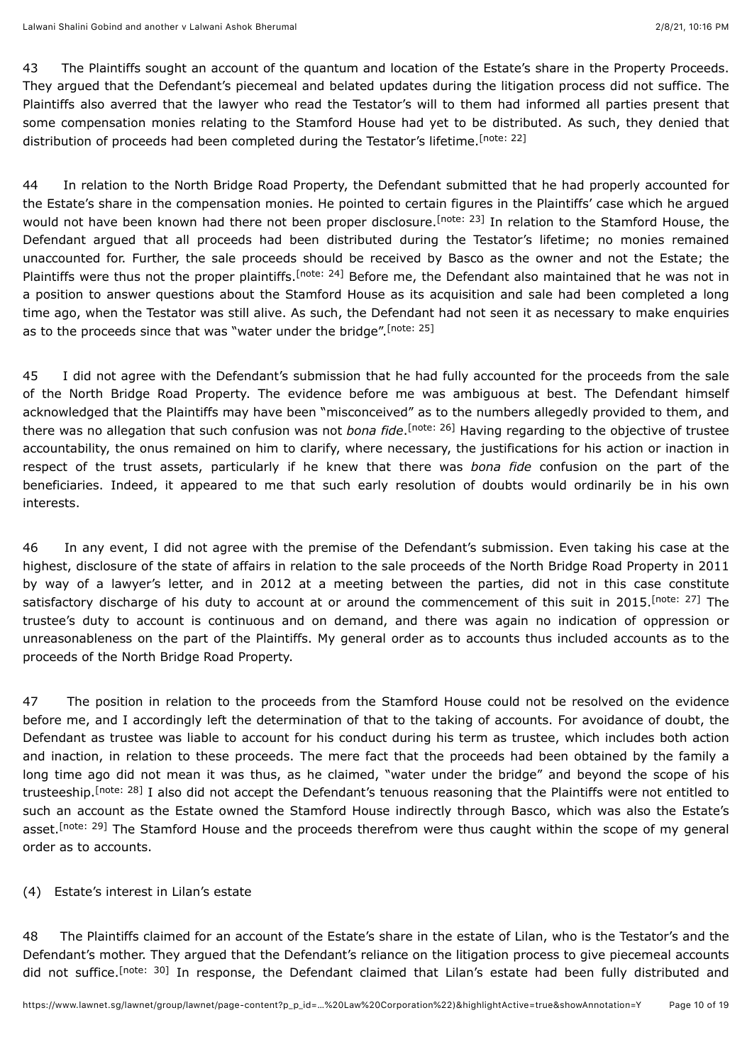43 The Plaintiffs sought an account of the quantum and location of the Estate's share in the Property Proceeds. They argued that the Defendant's piecemeal and belated updates during the litigation process did not suffice. The Plaintiffs also averred that the lawyer who read the Testator's will to them had informed all parties present that some compensation monies relating to the Stamford House had yet to be distributed. As such, they denied that distribution of proceeds had been completed during the Testator's lifetime.[note: 22]

44 In relation to the North Bridge Road Property, the Defendant submitted that he had properly accounted for the Estate's share in the compensation monies. He pointed to certain figures in the Plaintiffs' case which he argued would not have been known had there not been proper disclosure.[note: 23] In relation to the Stamford House, the Defendant argued that all proceeds had been distributed during the Testator's lifetime; no monies remained unaccounted for. Further, the sale proceeds should be received by Basco as the owner and not the Estate; the Plaintiffs were thus not the proper plaintiffs.[note: 24] Before me, the Defendant also maintained that he was not in a position to answer questions about the Stamford House as its acquisition and sale had been completed a long time ago, when the Testator was still alive. As such, the Defendant had not seen it as necessary to make enquiries as to the proceeds since that was "water under the bridge".[note: 25]

45 I did not agree with the Defendant's submission that he had fully accounted for the proceeds from the sale of the North Bridge Road Property. The evidence before me was ambiguous at best. The Defendant himself acknowledged that the Plaintiffs may have been "misconceived" as to the numbers allegedly provided to them, and there was no allegation that such confusion was not *bona fide*.[note: 26] Having regarding to the objective of trustee accountability, the onus remained on him to clarify, where necessary, the justifications for his action or inaction in respect of the trust assets, particularly if he knew that there was *bona fide* confusion on the part of the beneficiaries. Indeed, it appeared to me that such early resolution of doubts would ordinarily be in his own interests.

46 In any event, I did not agree with the premise of the Defendant's submission. Even taking his case at the highest, disclosure of the state of affairs in relation to the sale proceeds of the North Bridge Road Property in 2011 by way of a lawyer's letter, and in 2012 at a meeting between the parties, did not in this case constitute satisfactory discharge of his duty to account at or around the commencement of this suit in 2015.[note: 27] The trustee's duty to account is continuous and on demand, and there was again no indication of oppression or unreasonableness on the part of the Plaintiffs. My general order as to accounts thus included accounts as to the proceeds of the North Bridge Road Property.

47 The position in relation to the proceeds from the Stamford House could not be resolved on the evidence before me, and I accordingly left the determination of that to the taking of accounts. For avoidance of doubt, the Defendant as trustee was liable to account for his conduct during his term as trustee, which includes both action and inaction, in relation to these proceeds. The mere fact that the proceeds had been obtained by the family a long time ago did not mean it was thus, as he claimed, "water under the bridge" and beyond the scope of his trusteeship.[note: 28] I also did not accept the Defendant's tenuous reasoning that the Plaintiffs were not entitled to such an account as the Estate owned the Stamford House indirectly through Basco, which was also the Estate's asset.[note: 29] The Stamford House and the proceeds therefrom were thus caught within the scope of my general order as to accounts.

(4) Estate's interest in Lilan's estate

48 The Plaintiffs claimed for an account of the Estate's share in the estate of Lilan, who is the Testator's and the Defendant's mother. They argued that the Defendant's reliance on the litigation process to give piecemeal accounts did not suffice.[note: 30] In response, the Defendant claimed that Lilan's estate had been fully distributed and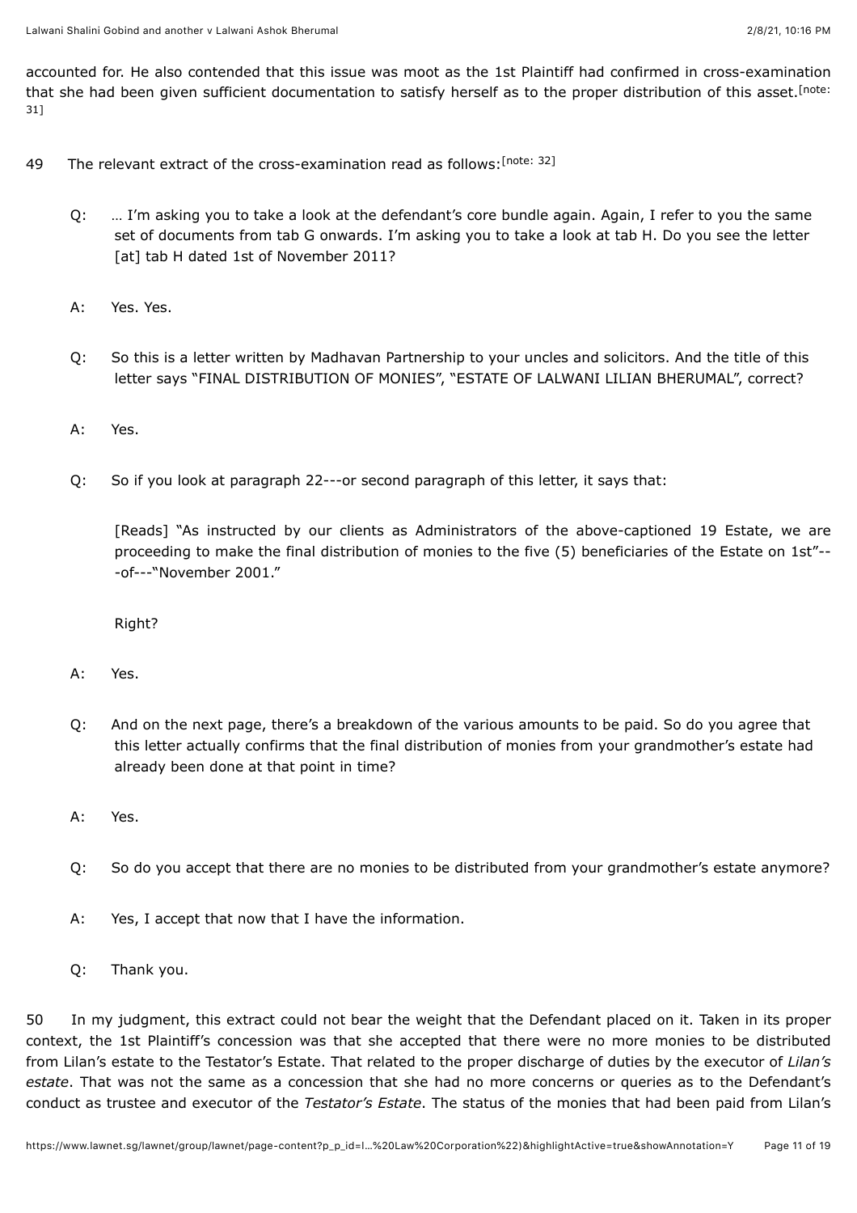accounted for. He also contended that this issue was moot as the 1st Plaintiff had confirmed in cross-examination that she had been given sufficient documentation to satisfy herself as to the proper distribution of this asset.[note: 31]

49 The relevant extract of the cross-examination read as follows:[note: 32]

> Q: … I'm asking you to take a look at the defendant's core bundle again. Again, I refer to you the same set of documents from tab G onwards. I'm asking you to take a look at tab H. Do you see the letter [at] tab H dated 1st of November 2011?
>
> A: Yes. Yes.
>
> Q: So this is a letter written by Madhavan Partnership to your uncles and solicitors. And the title of this letter says "FINAL DISTRIBUTION OF MONIES", "ESTATE OF LALWANI LILIAN BHERUMAL", correct?
>
> A: Yes.
>
> Q: So if you look at paragraph 22---or second paragraph of this letter, it says that:
>
> > [Reads] "As instructed by our clients as Administrators of the above-captioned 19 Estate, we are proceeding to make the final distribution of monies to the five (5) beneficiaries of the Estate on 1st"---of---"November 2001."
> >
> > Right?
>
> A: Yes.
>
> Q: And on the next page, there's a breakdown of the various amounts to be paid. So do you agree that this letter actually confirms that the final distribution of monies from your grandmother's estate had already been done at that point in time?
>
> A: Yes.
>
> Q: So do you accept that there are no monies to be distributed from your grandmother's estate anymore?
>
> A: Yes, I accept that now that I have the information.
>
> Q: Thank you.

50 In my judgment, this extract could not bear the weight that the Defendant placed on it. Taken in its proper context, the 1st Plaintiff's concession was that she accepted that there were no more monies to be distributed from Lilan's estate to the Testator's Estate. That related to the proper discharge of duties by the executor of *Lilan's estate*. That was not the same as a concession that she had no more concerns or queries as to the Defendant's conduct as trustee and executor of the *Testator's Estate*. The status of the monies that had been paid from Lilan's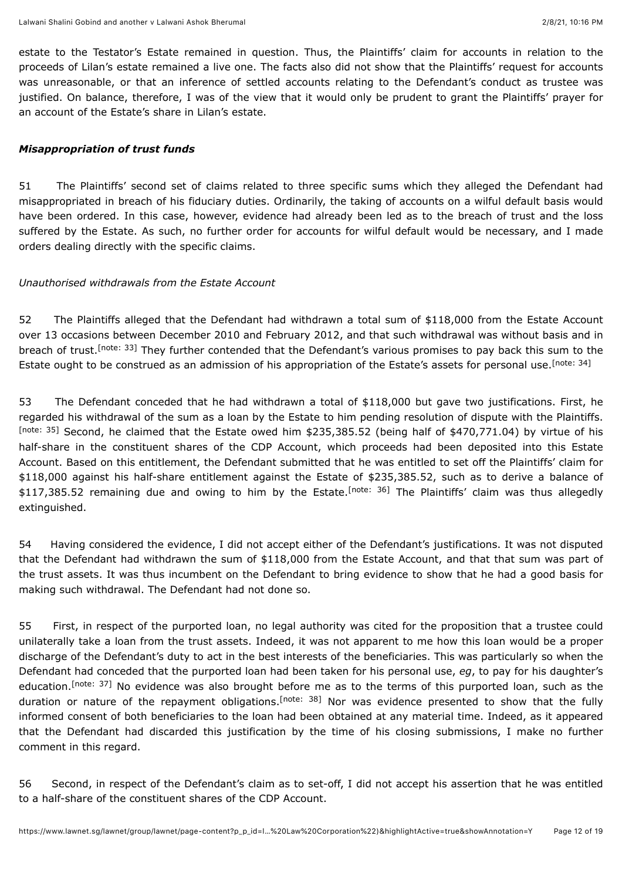estate to the Testator's Estate remained in question. Thus, the Plaintiffs' claim for accounts in relation to the proceeds of Lilan's estate remained a live one. The facts also did not show that the Plaintiffs' request for accounts was unreasonable, or that an inference of settled accounts relating to the Defendant's conduct as trustee was justified. On balance, therefore, I was of the view that it would only be prudent to grant the Plaintiffs' prayer for an account of the Estate's share in Lilan's estate.

***Misappropriation of trust funds***

51 The Plaintiffs' second set of claims related to three specific sums which they alleged the Defendant had misappropriated in breach of his fiduciary duties. Ordinarily, the taking of accounts on a wilful default basis would have been ordered. In this case, however, evidence had already been led as to the breach of trust and the loss suffered by the Estate. As such, no further order for accounts for wilful default would be necessary, and I made orders dealing directly with the specific claims.

*Unauthorised withdrawals from the Estate Account*

52 The Plaintiffs alleged that the Defendant had withdrawn a total sum of $118,000 from the Estate Account over 13 occasions between December 2010 and February 2012, and that such withdrawal was without basis and in breach of trust.[note: 33] They further contended that the Defendant's various promises to pay back this sum to the Estate ought to be construed as an admission of his appropriation of the Estate's assets for personal use.[note: 34]

53 The Defendant conceded that he had withdrawn a total of $118,000 but gave two justifications. First, he regarded his withdrawal of the sum as a loan by the Estate to him pending resolution of dispute with the Plaintiffs.[note: 35] Second, he claimed that the Estate owed him $235,385.52 (being half of $470,771.04) by virtue of his half-share in the constituent shares of the CDP Account, which proceeds had been deposited into this Estate Account. Based on this entitlement, the Defendant submitted that he was entitled to set off the Plaintiffs' claim for $118,000 against his half-share entitlement against the Estate of $235,385.52, such as to derive a balance of $117,385.52 remaining due and owing to him by the Estate.[note: 36] The Plaintiffs' claim was thus allegedly extinguished.

54 Having considered the evidence, I did not accept either of the Defendant's justifications. It was not disputed that the Defendant had withdrawn the sum of $118,000 from the Estate Account, and that that sum was part of the trust assets. It was thus incumbent on the Defendant to bring evidence to show that he had a good basis for making such withdrawal. The Defendant had not done so.

55 First, in respect of the purported loan, no legal authority was cited for the proposition that a trustee could unilaterally take a loan from the trust assets. Indeed, it was not apparent to me how this loan would be a proper discharge of the Defendant's duty to act in the best interests of the beneficiaries. This was particularly so when the Defendant had conceded that the purported loan had been taken for his personal use, *eg*, to pay for his daughter's education.[note: 37] No evidence was also brought before me as to the terms of this purported loan, such as the duration or nature of the repayment obligations.[note: 38] Nor was evidence presented to show that the fully informed consent of both beneficiaries to the loan had been obtained at any material time. Indeed, as it appeared that the Defendant had discarded this justification by the time of his closing submissions, I make no further comment in this regard.

56 Second, in respect of the Defendant's claim as to set-off, I did not accept his assertion that he was entitled to a half-share of the constituent shares of the CDP Account.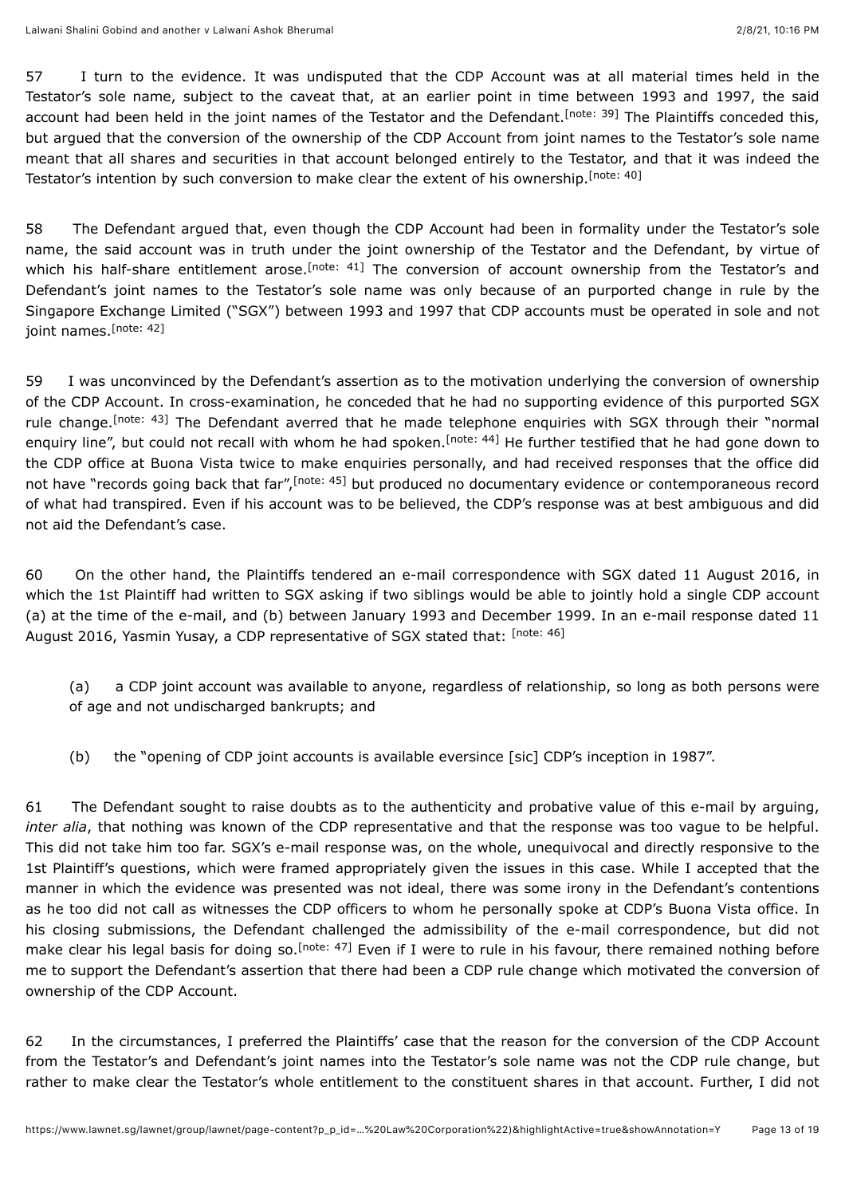57 I turn to the evidence. It was undisputed that the CDP Account was at all material times held in the Testator's sole name, subject to the caveat that, at an earlier point in time between 1993 and 1997, the said account had been held in the joint names of the Testator and the Defendant.[note: 39] The Plaintiffs conceded this, but argued that the conversion of the ownership of the CDP Account from joint names to the Testator's sole name meant that all shares and securities in that account belonged entirely to the Testator, and that it was indeed the Testator's intention by such conversion to make clear the extent of his ownership.[note: 40]

58 The Defendant argued that, even though the CDP Account had been in formality under the Testator's sole name, the said account was in truth under the joint ownership of the Testator and the Defendant, by virtue of which his half-share entitlement arose.[note: 41] The conversion of account ownership from the Testator's and Defendant's joint names to the Testator's sole name was only because of an purported change in rule by the Singapore Exchange Limited ("SGX") between 1993 and 1997 that CDP accounts must be operated in sole and not joint names.[note: 42]

59 I was unconvinced by the Defendant's assertion as to the motivation underlying the conversion of ownership of the CDP Account. In cross-examination, he conceded that he had no supporting evidence of this purported SGX rule change.[note: 43] The Defendant averred that he made telephone enquiries with SGX through their "normal enquiry line", but could not recall with whom he had spoken.[note: 44] He further testified that he had gone down to the CDP office at Buona Vista twice to make enquiries personally, and had received responses that the office did not have "records going back that far",[note: 45] but produced no documentary evidence or contemporaneous record of what had transpired. Even if his account was to be believed, the CDP's response was at best ambiguous and did not aid the Defendant's case.

60 On the other hand, the Plaintiffs tendered an e-mail correspondence with SGX dated 11 August 2016, in which the 1st Plaintiff had written to SGX asking if two siblings would be able to jointly hold a single CDP account (a) at the time of the e-mail, and (b) between January 1993 and December 1999. In an e-mail response dated 11 August 2016, Yasmin Yusay, a CDP representative of SGX stated that: [note: 46]

> (a) a CDP joint account was available to anyone, regardless of relationship, so long as both persons were of age and not undischarged bankrupts; and
>
> (b) the "opening of CDP joint accounts is available eversince [sic] CDP's inception in 1987".

61 The Defendant sought to raise doubts as to the authenticity and probative value of this e-mail by arguing, *inter alia*, that nothing was known of the CDP representative and that the response was too vague to be helpful. This did not take him too far. SGX's e-mail response was, on the whole, unequivocal and directly responsive to the 1st Plaintiff's questions, which were framed appropriately given the issues in this case. While I accepted that the manner in which the evidence was presented was not ideal, there was some irony in the Defendant's contentions as he too did not call as witnesses the CDP officers to whom he personally spoke at CDP's Buona Vista office. In his closing submissions, the Defendant challenged the admissibility of the e-mail correspondence, but did not make clear his legal basis for doing so.[note: 47] Even if I were to rule in his favour, there remained nothing before me to support the Defendant's assertion that there had been a CDP rule change which motivated the conversion of ownership of the CDP Account.

62 In the circumstances, I preferred the Plaintiffs' case that the reason for the conversion of the CDP Account from the Testator's and Defendant's joint names into the Testator's sole name was not the CDP rule change, but rather to make clear the Testator's whole entitlement to the constituent shares in that account. Further, I did not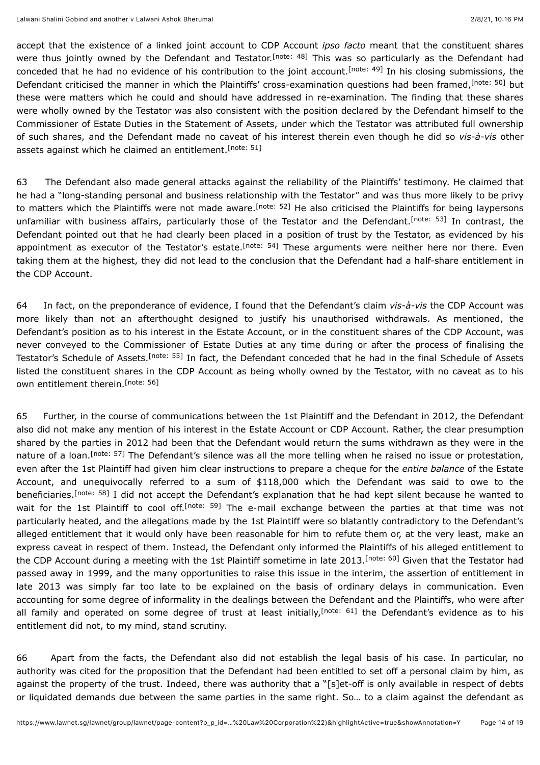accept that the existence of a linked joint account to CDP Account *ipso facto* meant that the constituent shares were thus jointly owned by the Defendant and Testator.[note: 48] This was so particularly as the Defendant had conceded that he had no evidence of his contribution to the joint account.[note: 49] In his closing submissions, the Defendant criticised the manner in which the Plaintiffs' cross-examination questions had been framed,[note: 50] but these were matters which he could and should have addressed in re-examination. The finding that these shares were wholly owned by the Testator was also consistent with the position declared by the Defendant himself to the Commissioner of Estate Duties in the Statement of Assets, under which the Testator was attributed full ownership of such shares, and the Defendant made no caveat of his interest therein even though he did so *vis-à-vis* other assets against which he claimed an entitlement.[note: 51]

63 The Defendant also made general attacks against the reliability of the Plaintiffs' testimony. He claimed that he had a "long-standing personal and business relationship with the Testator" and was thus more likely to be privy to matters which the Plaintiffs were not made aware.[note: 52] He also criticised the Plaintiffs for being laypersons unfamiliar with business affairs, particularly those of the Testator and the Defendant.[note: 53] In contrast, the Defendant pointed out that he had clearly been placed in a position of trust by the Testator, as evidenced by his appointment as executor of the Testator's estate.[note: 54] These arguments were neither here nor there. Even taking them at the highest, they did not lead to the conclusion that the Defendant had a half-share entitlement in the CDP Account.

64 In fact, on the preponderance of evidence, I found that the Defendant's claim *vis-à-vis* the CDP Account was more likely than not an afterthought designed to justify his unauthorised withdrawals. As mentioned, the Defendant's position as to his interest in the Estate Account, or in the constituent shares of the CDP Account, was never conveyed to the Commissioner of Estate Duties at any time during or after the process of finalising the Testator's Schedule of Assets.[note: 55] In fact, the Defendant conceded that he had in the final Schedule of Assets listed the constituent shares in the CDP Account as being wholly owned by the Testator, with no caveat as to his own entitlement therein.[note: 56]

65 Further, in the course of communications between the 1st Plaintiff and the Defendant in 2012, the Defendant also did not make any mention of his interest in the Estate Account or CDP Account. Rather, the clear presumption shared by the parties in 2012 had been that the Defendant would return the sums withdrawn as they were in the nature of a loan.[note: 57] The Defendant's silence was all the more telling when he raised no issue or protestation, even after the 1st Plaintiff had given him clear instructions to prepare a cheque for the *entire balance* of the Estate Account, and unequivocally referred to a sum of $118,000 which the Defendant was said to owe to the beneficiaries.[note: 58] I did not accept the Defendant's explanation that he had kept silent because he wanted to wait for the 1st Plaintiff to cool off.[note: 59] The e-mail exchange between the parties at that time was not particularly heated, and the allegations made by the 1st Plaintiff were so blatantly contradictory to the Defendant's alleged entitlement that it would only have been reasonable for him to refute them or, at the very least, make an express caveat in respect of them. Instead, the Defendant only informed the Plaintiffs of his alleged entitlement to the CDP Account during a meeting with the 1st Plaintiff sometime in late 2013.[note: 60] Given that the Testator had passed away in 1999, and the many opportunities to raise this issue in the interim, the assertion of entitlement in late 2013 was simply far too late to be explained on the basis of ordinary delays in communication. Even accounting for some degree of informality in the dealings between the Defendant and the Plaintiffs, who were after all family and operated on some degree of trust at least initially,[note: 61] the Defendant's evidence as to his entitlement did not, to my mind, stand scrutiny.

66 Apart from the facts, the Defendant also did not establish the legal basis of his case. In particular, no authority was cited for the proposition that the Defendant had been entitled to set off a personal claim by him, as against the property of the trust. Indeed, there was authority that a "[s]et-off is only available in respect of debts or liquidated demands due between the same parties in the same right. So… to a claim against the defendant as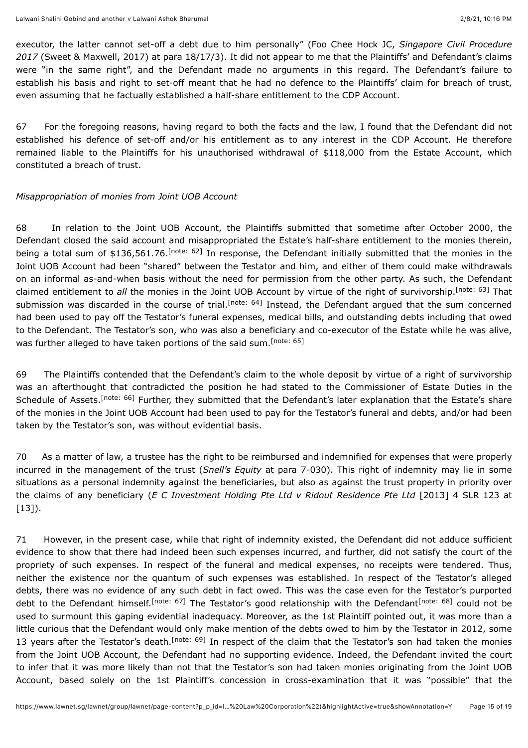executor, the latter cannot set-off a debt due to him personally" (Foo Chee Hock JC, *Singapore Civil Procedure 2017* (Sweet & Maxwell, 2017) at para 18/17/3). It did not appear to me that the Plaintiffs' and Defendant's claims were "in the same right", and the Defendant made no arguments in this regard. The Defendant's failure to establish his basis and right to set-off meant that he had no defence to the Plaintiffs' claim for breach of trust, even assuming that he factually established a half-share entitlement to the CDP Account.

67 For the foregoing reasons, having regard to both the facts and the law, I found that the Defendant did not established his defence of set-off and/or his entitlement as to any interest in the CDP Account. He therefore remained liable to the Plaintiffs for his unauthorised withdrawal of $118,000 from the Estate Account, which constituted a breach of trust.

*Misappropriation of monies from Joint UOB Account*

68 In relation to the Joint UOB Account, the Plaintiffs submitted that sometime after October 2000, the Defendant closed the said account and misappropriated the Estate's half-share entitlement to the monies therein, being a total sum of $136,561.76.[note: 62] In response, the Defendant initially submitted that the monies in the Joint UOB Account had been "shared" between the Testator and him, and either of them could make withdrawals on an informal as-and-when basis without the need for permission from the other party. As such, the Defendant claimed entitlement to *all* the monies in the Joint UOB Account by virtue of the right of survivorship.[note: 63] That submission was discarded in the course of trial.[note: 64] Instead, the Defendant argued that the sum concerned had been used to pay off the Testator's funeral expenses, medical bills, and outstanding debts including that owed to the Defendant. The Testator's son, who was also a beneficiary and co-executor of the Estate while he was alive, was further alleged to have taken portions of the said sum.[note: 65]

69 The Plaintiffs contended that the Defendant's claim to the whole deposit by virtue of a right of survivorship was an afterthought that contradicted the position he had stated to the Commissioner of Estate Duties in the Schedule of Assets.[note: 66] Further, they submitted that the Defendant's later explanation that the Estate's share of the monies in the Joint UOB Account had been used to pay for the Testator's funeral and debts, and/or had been taken by the Testator's son, was without evidential basis.

70 As a matter of law, a trustee has the right to be reimbursed and indemnified for expenses that were properly incurred in the management of the trust (*Snell's Equity* at para 7-030). This right of indemnity may lie in some situations as a personal indemnity against the beneficiaries, but also as against the trust property in priority over the claims of any beneficiary (*E C Investment Holding Pte Ltd v Ridout Residence Pte Ltd* [2013] 4 SLR 123 at [13]).

71 However, in the present case, while that right of indemnity existed, the Defendant did not adduce sufficient evidence to show that there had indeed been such expenses incurred, and further, did not satisfy the court of the propriety of such expenses. In respect of the funeral and medical expenses, no receipts were tendered. Thus, neither the existence nor the quantum of such expenses was established. In respect of the Testator's alleged debts, there was no evidence of any such debt in fact owed. This was the case even for the Testator's purported debt to the Defendant himself.[note: 67] The Testator's good relationship with the Defendant[note: 68] could not be used to surmount this gaping evidential inadequacy. Moreover, as the 1st Plaintiff pointed out, it was more than a little curious that the Defendant would only make mention of the debts owed to him by the Testator in 2012, some 13 years after the Testator's death.[note: 69] In respect of the claim that the Testator's son had taken the monies from the Joint UOB Account, the Defendant had no supporting evidence. Indeed, the Defendant invited the court to infer that it was more likely than not that the Testator's son had taken monies originating from the Joint UOB Account, based solely on the 1st Plaintiff's concession in cross-examination that it was "possible" that the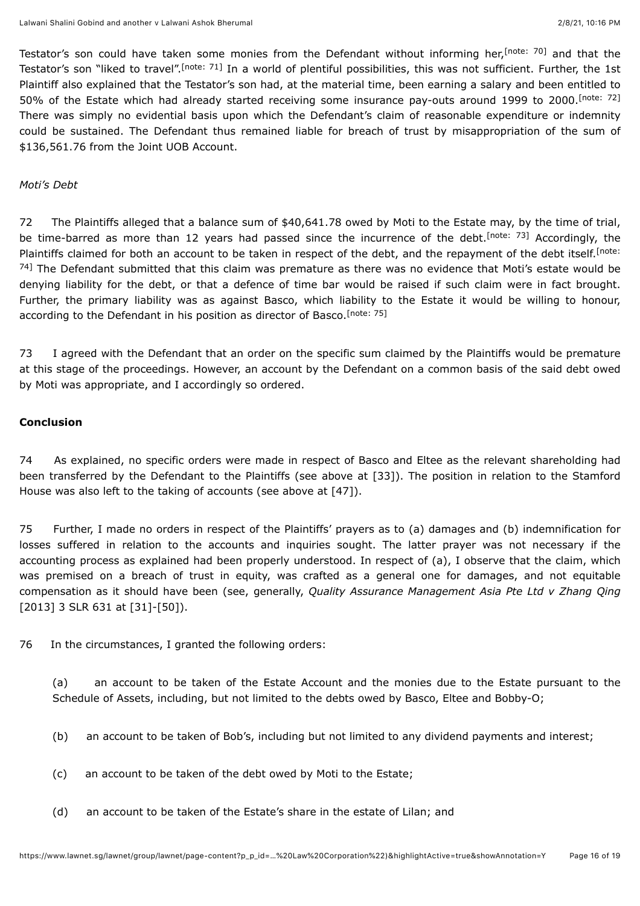Testator's son could have taken some monies from the Defendant without informing her,[note: 70] and that the Testator's son "liked to travel".[note: 71] In a world of plentiful possibilities, this was not sufficient. Further, the 1st Plaintiff also explained that the Testator's son had, at the material time, been earning a salary and been entitled to 50% of the Estate which had already started receiving some insurance pay-outs around 1999 to 2000.[note: 72] There was simply no evidential basis upon which the Defendant's claim of reasonable expenditure or indemnity could be sustained. The Defendant thus remained liable for breach of trust by misappropriation of the sum of $136,561.76 from the Joint UOB Account.

*Moti's Debt*

72 The Plaintiffs alleged that a balance sum of $40,641.78 owed by Moti to the Estate may, by the time of trial, be time-barred as more than 12 years had passed since the incurrence of the debt.[note: 73] Accordingly, the Plaintiffs claimed for both an account to be taken in respect of the debt, and the repayment of the debt itself.[note: 74] The Defendant submitted that this claim was premature as there was no evidence that Moti's estate would be denying liability for the debt, or that a defence of time bar would be raised if such claim were in fact brought. Further, the primary liability was as against Basco, which liability to the Estate it would be willing to honour, according to the Defendant in his position as director of Basco.[note: 75]

73 I agreed with the Defendant that an order on the specific sum claimed by the Plaintiffs would be premature at this stage of the proceedings. However, an account by the Defendant on a common basis of the said debt owed by Moti was appropriate, and I accordingly so ordered.

**Conclusion**

74 As explained, no specific orders were made in respect of Basco and Eltee as the relevant shareholding had been transferred by the Defendant to the Plaintiffs (see above at [33]). The position in relation to the Stamford House was also left to the taking of accounts (see above at [47]).

75 Further, I made no orders in respect of the Plaintiffs' prayers as to (a) damages and (b) indemnification for losses suffered in relation to the accounts and inquiries sought. The latter prayer was not necessary if the accounting process as explained had been properly understood. In respect of (a), I observe that the claim, which was premised on a breach of trust in equity, was crafted as a general one for damages, and not equitable compensation as it should have been (see, generally, *Quality Assurance Management Asia Pte Ltd v Zhang Qing* [2013] 3 SLR 631 at [31]-[50]).

76 In the circumstances, I granted the following orders:

(a) an account to be taken of the Estate Account and the monies due to the Estate pursuant to the Schedule of Assets, including, but not limited to the debts owed by Basco, Eltee and Bobby-O;

(b) an account to be taken of Bob's, including but not limited to any dividend payments and interest;

(c) an account to be taken of the debt owed by Moti to the Estate;

(d) an account to be taken of the Estate's share in the estate of Lilan; and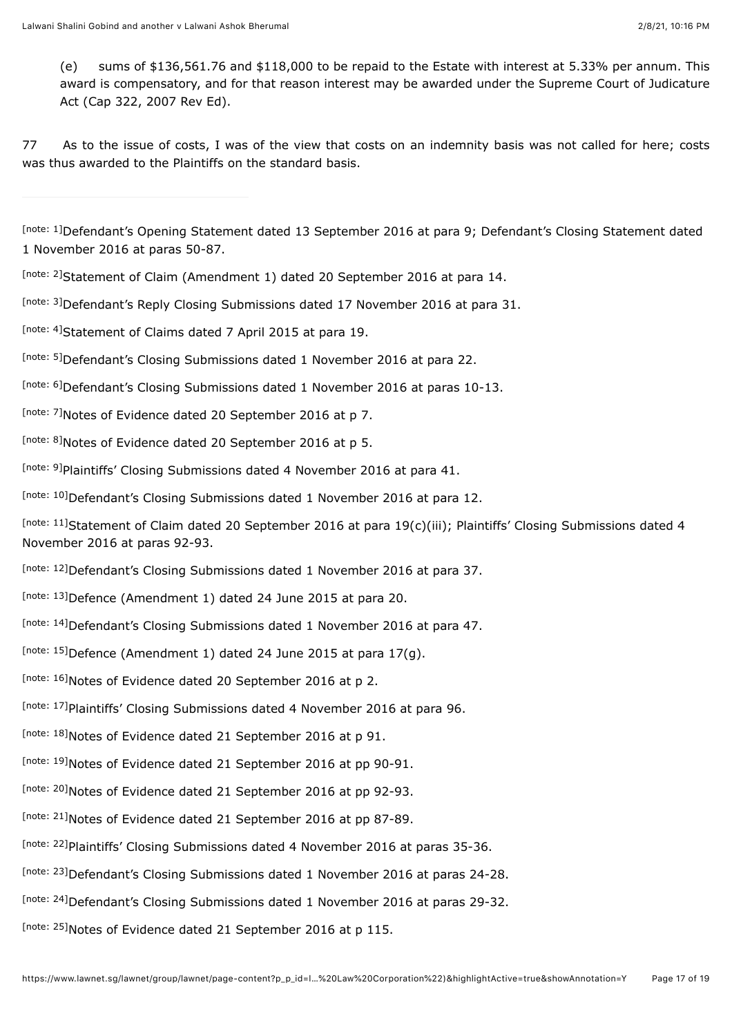(e) sums of $136,561.76 and $118,000 to be repaid to the Estate with interest at 5.33% per annum. This award is compensatory, and for that reason interest may be awarded under the Supreme Court of Judicature Act (Cap 322, 2007 Rev Ed).

77 As to the issue of costs, I was of the view that costs on an indemnity basis was not called for here; costs was thus awarded to the Plaintiffs on the standard basis.

---

[note: 1]Defendant's Opening Statement dated 13 September 2016 at para 9; Defendant's Closing Statement dated 1 November 2016 at paras 50-87.

[note: 2]Statement of Claim (Amendment 1) dated 20 September 2016 at para 14.

[note: 3]Defendant's Reply Closing Submissions dated 17 November 2016 at para 31.

[note: 4]Statement of Claims dated 7 April 2015 at para 19.

[note: 5]Defendant's Closing Submissions dated 1 November 2016 at para 22.

[note: 6]Defendant's Closing Submissions dated 1 November 2016 at paras 10-13.

[note: 7]Notes of Evidence dated 20 September 2016 at p 7.

[note: 8]Notes of Evidence dated 20 September 2016 at p 5.

[note: 9]Plaintiffs' Closing Submissions dated 4 November 2016 at para 41.

[note: 10]Defendant's Closing Submissions dated 1 November 2016 at para 12.

[note: 11]Statement of Claim dated 20 September 2016 at para 19(c)(iii); Plaintiffs' Closing Submissions dated 4 November 2016 at paras 92-93.

[note: 12]Defendant's Closing Submissions dated 1 November 2016 at para 37.

[note: 13]Defence (Amendment 1) dated 24 June 2015 at para 20.

[note: 14]Defendant's Closing Submissions dated 1 November 2016 at para 47.

[note: 15]Defence (Amendment 1) dated 24 June 2015 at para 17(g).

[note: 16]Notes of Evidence dated 20 September 2016 at p 2.

[note: 17]Plaintiffs' Closing Submissions dated 4 November 2016 at para 96.

[note: 18]Notes of Evidence dated 21 September 2016 at p 91.

[note: 19]Notes of Evidence dated 21 September 2016 at pp 90-91.

[note: 20]Notes of Evidence dated 21 September 2016 at pp 92-93.

[note: 21]Notes of Evidence dated 21 September 2016 at pp 87-89.

[note: 22]Plaintiffs' Closing Submissions dated 4 November 2016 at paras 35-36.

[note: 23]Defendant's Closing Submissions dated 1 November 2016 at paras 24-28.

[note: 24]Defendant's Closing Submissions dated 1 November 2016 at paras 29-32.

[note: 25]Notes of Evidence dated 21 September 2016 at p 115.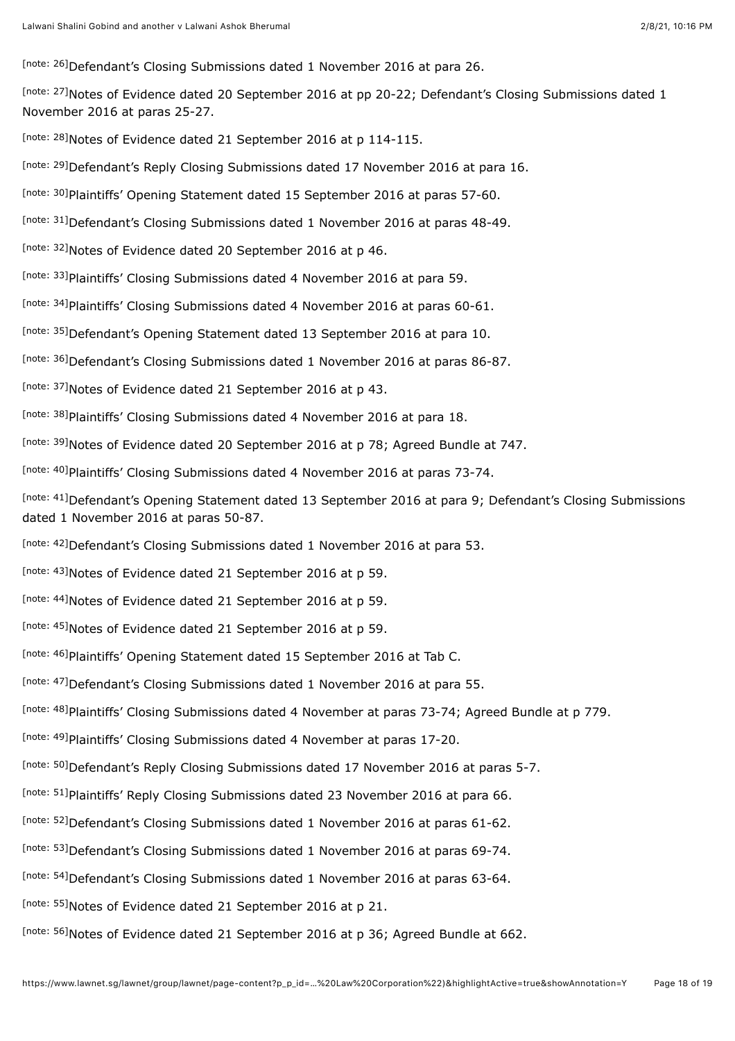[note: 26]Defendant's Closing Submissions dated 1 November 2016 at para 26.

[note: 27]Notes of Evidence dated 20 September 2016 at pp 20-22; Defendant's Closing Submissions dated 1 November 2016 at paras 25-27.

[note: 28]Notes of Evidence dated 21 September 2016 at p 114-115.

[note: 29]Defendant's Reply Closing Submissions dated 17 November 2016 at para 16.

[note: 30]Plaintiffs' Opening Statement dated 15 September 2016 at paras 57-60.

[note: 31]Defendant's Closing Submissions dated 1 November 2016 at paras 48-49.

[note: 32]Notes of Evidence dated 20 September 2016 at p 46.

[note: 33]Plaintiffs' Closing Submissions dated 4 November 2016 at para 59.

[note: 34]Plaintiffs' Closing Submissions dated 4 November 2016 at paras 60-61.

[note: 35]Defendant's Opening Statement dated 13 September 2016 at para 10.

[note: 36]Defendant's Closing Submissions dated 1 November 2016 at paras 86-87.

[note: 37]Notes of Evidence dated 21 September 2016 at p 43.

[note: 38]Plaintiffs' Closing Submissions dated 4 November 2016 at para 18.

[note: 39]Notes of Evidence dated 20 September 2016 at p 78; Agreed Bundle at 747.

[note: 40]Plaintiffs' Closing Submissions dated 4 November 2016 at paras 73-74.

[note: 41]Defendant's Opening Statement dated 13 September 2016 at para 9; Defendant's Closing Submissions dated 1 November 2016 at paras 50-87.

[note: 42]Defendant's Closing Submissions dated 1 November 2016 at para 53.

[note: 43]Notes of Evidence dated 21 September 2016 at p 59.

[note: 44]Notes of Evidence dated 21 September 2016 at p 59.

[note: 45]Notes of Evidence dated 21 September 2016 at p 59.

[note: 46]Plaintiffs' Opening Statement dated 15 September 2016 at Tab C.

[note: 47]Defendant's Closing Submissions dated 1 November 2016 at para 55.

[note: 48]Plaintiffs' Closing Submissions dated 4 November at paras 73-74; Agreed Bundle at p 779.

[note: 49]Plaintiffs' Closing Submissions dated 4 November at paras 17-20.

[note: 50]Defendant's Reply Closing Submissions dated 17 November 2016 at paras 5-7.

[note: 51]Plaintiffs' Reply Closing Submissions dated 23 November 2016 at para 66.

[note: 52]Defendant's Closing Submissions dated 1 November 2016 at paras 61-62.

[note: 53]Defendant's Closing Submissions dated 1 November 2016 at paras 69-74.

[note: 54]Defendant's Closing Submissions dated 1 November 2016 at paras 63-64.

[note: 55]Notes of Evidence dated 21 September 2016 at p 21.

[note: 56]Notes of Evidence dated 21 September 2016 at p 36; Agreed Bundle at 662.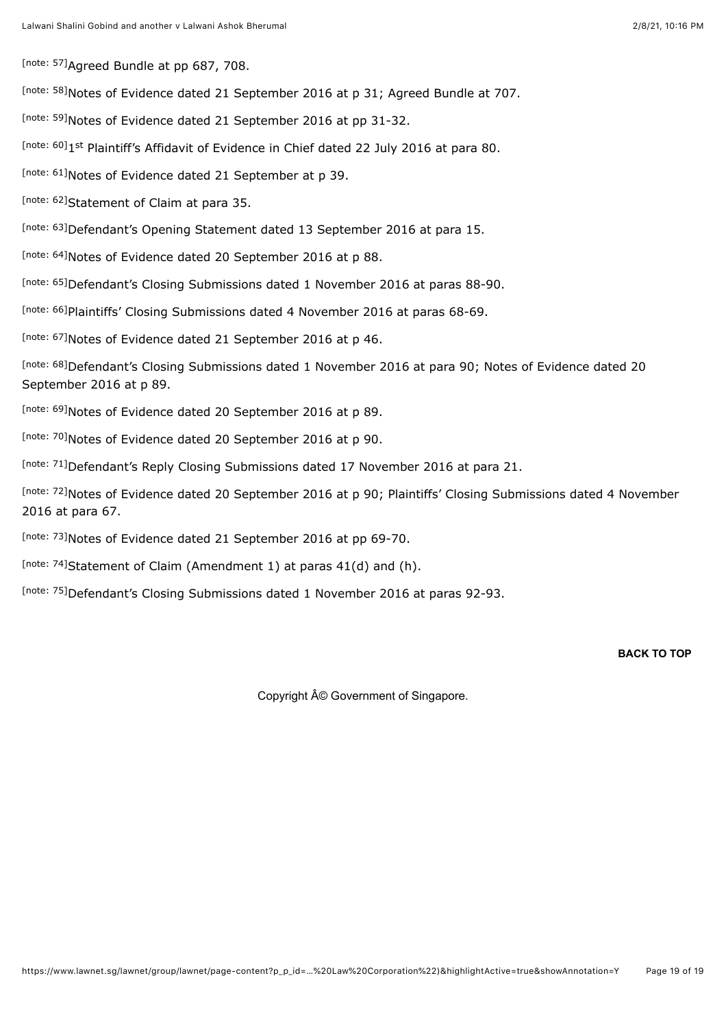[note: 57]Agreed Bundle at pp 687, 708.

[note: 58]Notes of Evidence dated 21 September 2016 at p 31; Agreed Bundle at 707.

[note: 59]Notes of Evidence dated 21 September 2016 at pp 31-32.

[note: 60]1st Plaintiff's Affidavit of Evidence in Chief dated 22 July 2016 at para 80.

[note: 61]Notes of Evidence dated 21 September at p 39.

[note: 62]Statement of Claim at para 35.

[note: 63]Defendant's Opening Statement dated 13 September 2016 at para 15.

[note: 64]Notes of Evidence dated 20 September 2016 at p 88.

[note: 65]Defendant's Closing Submissions dated 1 November 2016 at paras 88-90.

[note: 66]Plaintiffs' Closing Submissions dated 4 November 2016 at paras 68-69.

[note: 67]Notes of Evidence dated 21 September 2016 at p 46.

[note: 68]Defendant's Closing Submissions dated 1 November 2016 at para 90; Notes of Evidence dated 20 September 2016 at p 89.

[note: 69]Notes of Evidence dated 20 September 2016 at p 89.

[note: 70]Notes of Evidence dated 20 September 2016 at p 90.

[note: 71]Defendant's Reply Closing Submissions dated 17 November 2016 at para 21.

[note: 72]Notes of Evidence dated 20 September 2016 at p 90; Plaintiffs' Closing Submissions dated 4 November 2016 at para 67.

[note: 73]Notes of Evidence dated 21 September 2016 at pp 69-70.

[note: 74]Statement of Claim (Amendment 1) at paras 41(d) and (h).

[note: 75]Defendant's Closing Submissions dated 1 November 2016 at paras 92-93.

**BACK TO TOP**

Copyright Â© Government of Singapore.